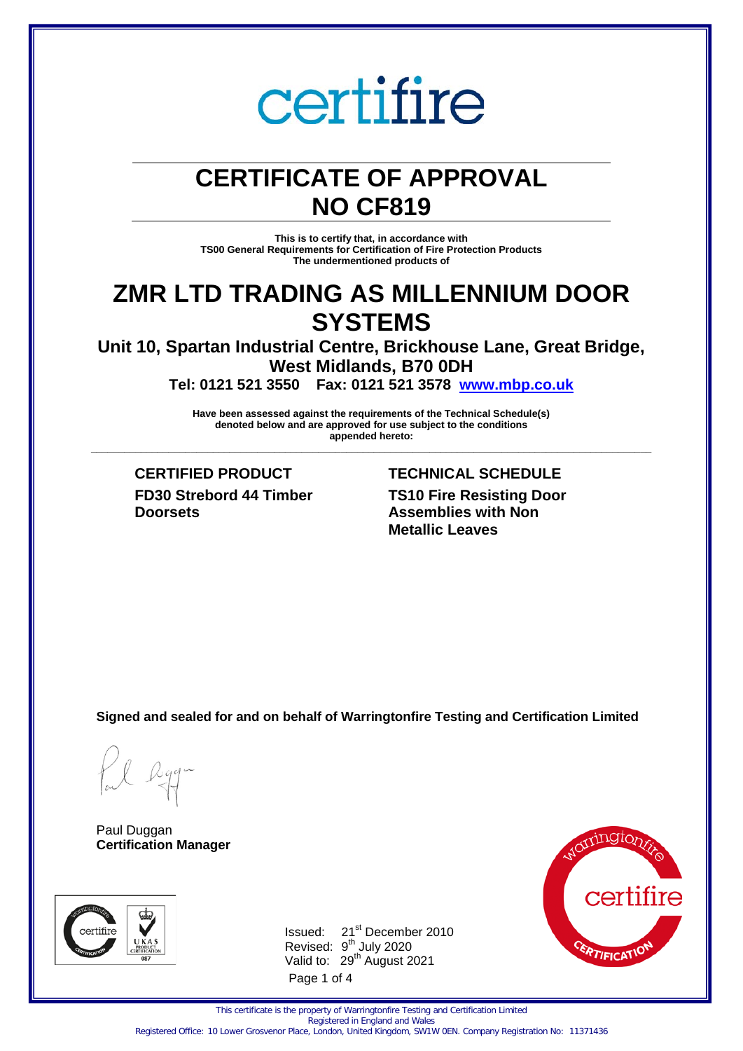certifire

# CERTIFICATE OF APPROVAL
# NO CF819

**This is to certify that, in accordance with**
**TS00 General Requirements for Certification of Fire Protection Products**
**The undermentioned products of**

# ZMR LTD TRADING AS MILLENNIUM DOOR SYSTEMS

**Unit 10, Spartan Industrial Centre, Brickhouse Lane, Great Bridge, West Midlands, B70 0DH**

**Tel: 0121 521 3550 Fax: 0121 521 3578 www.mbp.co.uk**

**Have been assessed against the requirements of the Technical Schedule(s) denoted below and are approved for use subject to the conditions appended hereto:**

---

| CERTIFIED PRODUCT | TECHNICAL SCHEDULE |
|---|---|
| **FD30 Strebord 44 Timber Doorsets** | **TS10 Fire Resisting Door Assemblies with Non Metallic Leaves** |

**Signed and sealed for and on behalf of Warringtonfire Testing and Certification Limited**

Paul Duggan
**Certification Manager**

Issued: 21st December 2010
Revised: 9th July 2020
Valid to: 29th August 2021

This certificate is the property of Warringtonfire Testing and Certification Limited
Registered in England and Wales
Registered Office: 10 Lower Grosvenor Place, London, United Kingdom, SW1W 0EN. Company Registration No: 11371436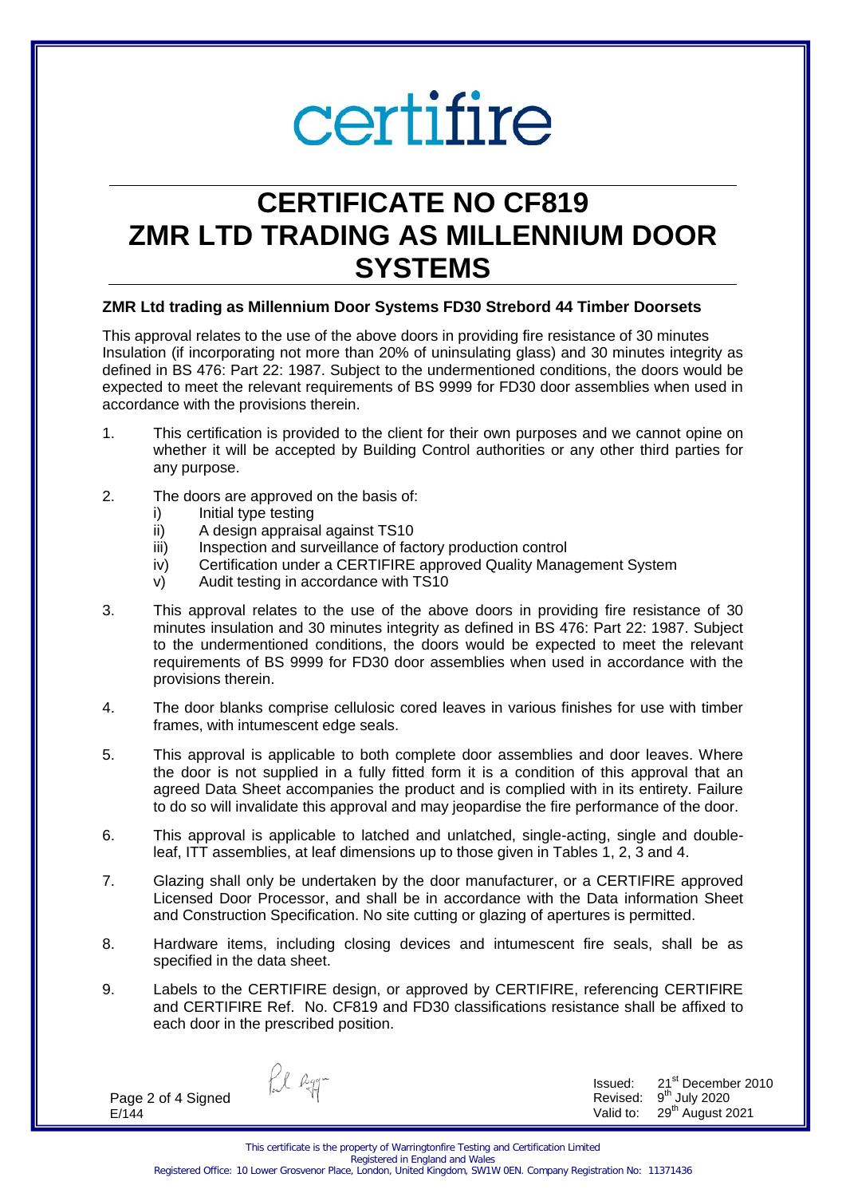certifire

# CERTIFICATE NO CF819 ZMR LTD TRADING AS MILLENNIUM DOOR SYSTEMS

**ZMR Ltd trading as Millennium Door Systems FD30 Strebord 44 Timber Doorsets**

This approval relates to the use of the above doors in providing fire resistance of 30 minutes Insulation (if incorporating not more than 20% of uninsulating glass) and 30 minutes integrity as defined in BS 476: Part 22: 1987. Subject to the undermentioned conditions, the doors would be expected to meet the relevant requirements of BS 9999 for FD30 door assemblies when used in accordance with the provisions therein.

1. This certification is provided to the client for their own purposes and we cannot opine on whether it will be accepted by Building Control authorities or any other third parties for any purpose.
2. The doors are approved on the basis of:
   i) Initial type testing
   ii) A design appraisal against TS10
   iii) Inspection and surveillance of factory production control
   iv) Certification under a CERTIFIRE approved Quality Management System
   v) Audit testing in accordance with TS10
3. This approval relates to the use of the above doors in providing fire resistance of 30 minutes insulation and 30 minutes integrity as defined in BS 476: Part 22: 1987. Subject to the undermentioned conditions, the doors would be expected to meet the relevant requirements of BS 9999 for FD30 door assemblies when used in accordance with the provisions therein.
4. The door blanks comprise cellulosic cored leaves in various finishes for use with timber frames, with intumescent edge seals.
5. This approval is applicable to both complete door assemblies and door leaves. Where the door is not supplied in a fully fitted form it is a condition of this approval that an agreed Data Sheet accompanies the product and is complied with in its entirety. Failure to do so will invalidate this approval and may jeopardise the fire performance of the door.
6. This approval is applicable to latched and unlatched, single-acting, single and double-leaf, ITT assemblies, at leaf dimensions up to those given in Tables 1, 2, 3 and 4.
7. Glazing shall only be undertaken by the door manufacturer, or a CERTIFIRE approved Licensed Door Processor, and shall be in accordance with the Data information Sheet and Construction Specification. No site cutting or glazing of apertures is permitted.
8. Hardware items, including closing devices and intumescent fire seals, shall be as specified in the data sheet.
9. Labels to the CERTIFIRE design, or approved by CERTIFIRE, referencing CERTIFIRE and CERTIFIRE Ref. No. CF819 and FD30 classifications resistance shall be affixed to each door in the prescribed position.

Signed
E/144

Issued: 21st December 2010
Revised: 9th July 2020
Valid to: 29th August 2021

This certificate is the property of Warringtonfire Testing and Certification Limited
Registered in England and Wales
Registered Office: 10 Lower Grosvenor Place, London, United Kingdom, SW1W 0EN. Company Registration No: 11371436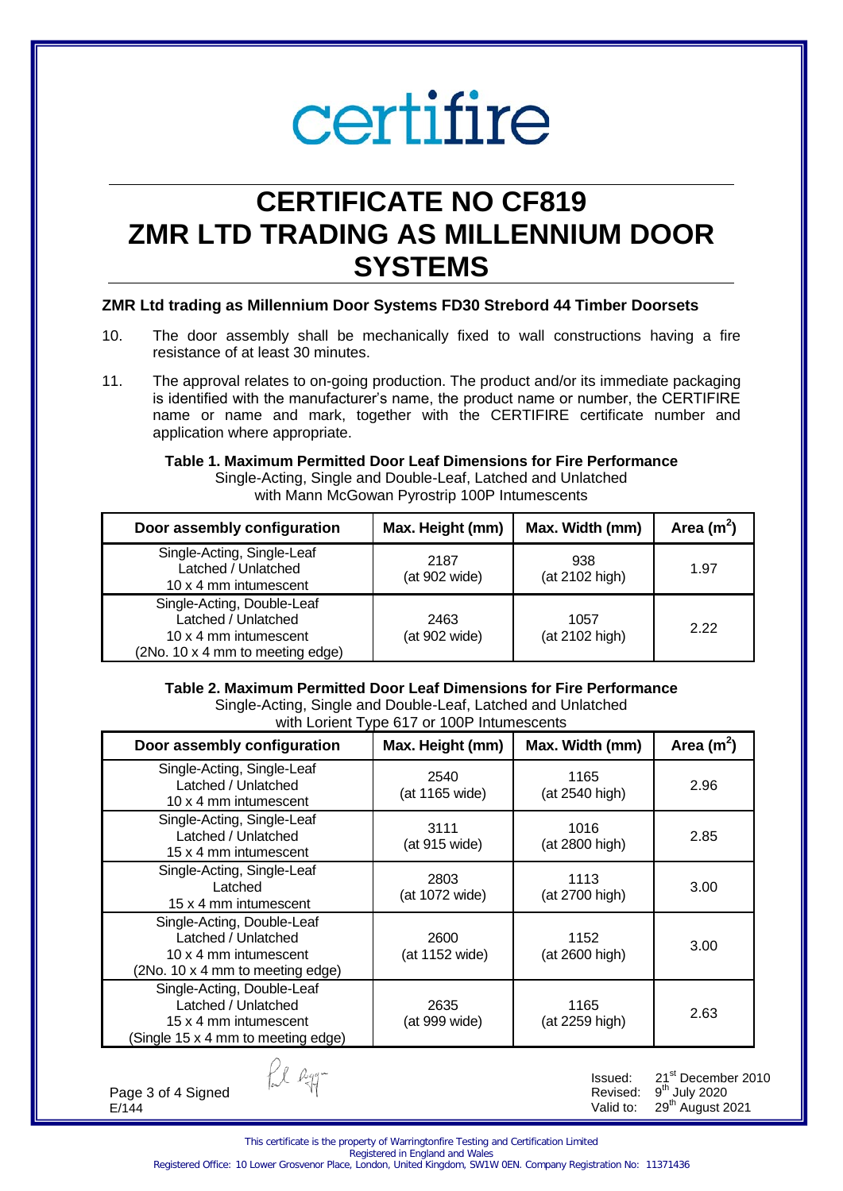# certifire

# CERTIFICATE NO CF819
# ZMR LTD TRADING AS MILLENNIUM DOOR SYSTEMS

### ZMR Ltd trading as Millennium Door Systems FD30 Strebord 44 Timber Doorsets

10. The door assembly shall be mechanically fixed to wall constructions having a fire resistance of at least 30 minutes.

11. The approval relates to on-going production. The product and/or its immediate packaging is identified with the manufacturer's name, the product name or number, the CERTIFIRE name or name and mark, together with the CERTIFIRE certificate number and application where appropriate.

**Table 1. Maximum Permitted Door Leaf Dimensions for Fire Performance**
Single-Acting, Single and Double-Leaf, Latched and Unlatched
with Mann McGowan Pyrostrip 100P Intumescents

| Door assembly configuration | Max. Height (mm) | Max. Width (mm) | Area ($m^2$) |
|---|---|---|---|
| Single-Acting, Single-Leaf Latched / Unlatched 10 x 4 mm intumescent | 2187 (at 902 wide) | 938 (at 2102 high) | 1.97 |
| Single-Acting, Double-Leaf Latched / Unlatched 10 x 4 mm intumescent (2No. 10 x 4 mm to meeting edge) | 2463 (at 902 wide) | 1057 (at 2102 high) | 2.22 |

**Table 2. Maximum Permitted Door Leaf Dimensions for Fire Performance**
Single-Acting, Single and Double-Leaf, Latched and Unlatched
with Lorient Type 617 or 100P Intumescents

| Door assembly configuration | Max. Height (mm) | Max. Width (mm) | Area ($m^2$) |
|---|---|---|---|
| Single-Acting, Single-Leaf Latched / Unlatched 10 x 4 mm intumescent | 2540 (at 1165 wide) | 1165 (at 2540 high) | 2.96 |
| Single-Acting, Single-Leaf Latched / Unlatched 15 x 4 mm intumescent | 3111 (at 915 wide) | 1016 (at 2800 high) | 2.85 |
| Single-Acting, Single-Leaf Latched 15 x 4 mm intumescent | 2803 (at 1072 wide) | 1113 (at 2700 high) | 3.00 |
| Single-Acting, Double-Leaf Latched / Unlatched 10 x 4 mm intumescent (2No. 10 x 4 mm to meeting edge) | 2600 (at 1152 wide) | 1152 (at 2600 high) | 3.00 |
| Single-Acting, Double-Leaf Latched / Unlatched 15 x 4 mm intumescent (Single 15 x 4 mm to meeting edge) | 2635 (at 999 wide) | 1165 (at 2259 high) | 2.63 |

Signed
E/144

Issued: 21st December 2010
Revised: 9th July 2020
Valid to: 29th August 2021

This certificate is the property of Warringtonfire Testing and Certification Limited
Registered in England and Wales
Registered Office: 10 Lower Grosvenor Place, London, United Kingdom, SW1W 0EN. Company Registration No: 11371436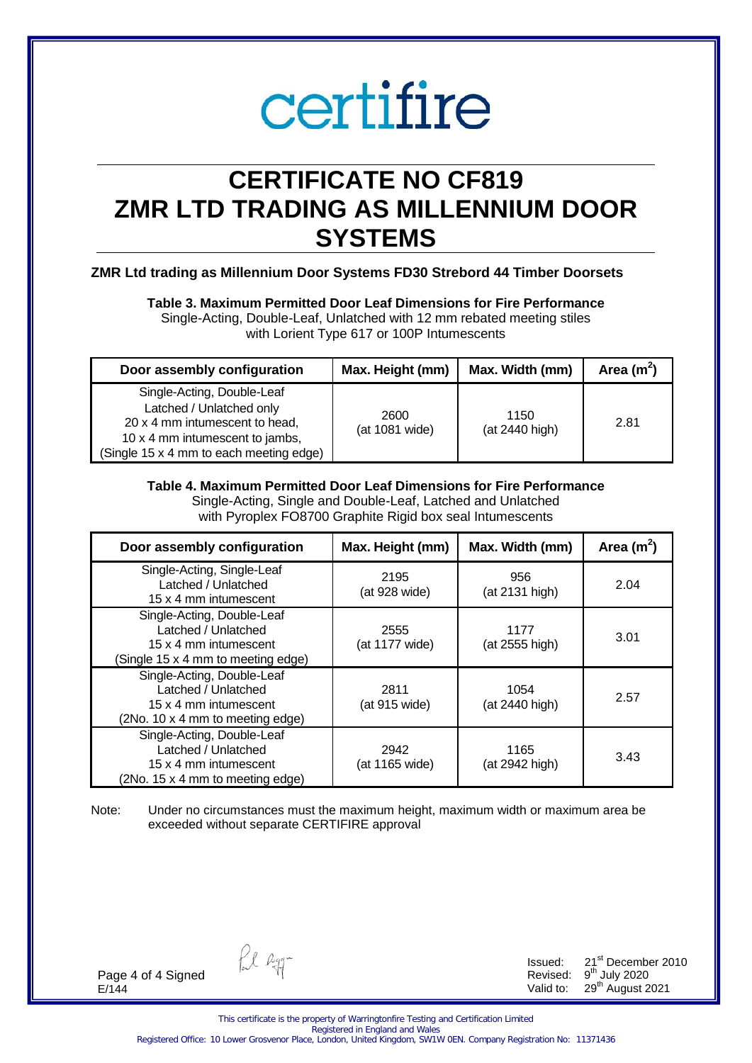# certifire

# CERTIFICATE NO CF819
# ZMR LTD TRADING AS MILLENNIUM DOOR SYSTEMS

**ZMR Ltd trading as Millennium Door Systems FD30 Strebord 44 Timber Doorsets**

**Table 3. Maximum Permitted Door Leaf Dimensions for Fire Performance**
Single-Acting, Double-Leaf, Unlatched with 12 mm rebated meeting stiles
with Lorient Type 617 or 100P Intumescents

| Door assembly configuration | Max. Height (mm) | Max. Width (mm) | Area ($m^2$) |
|---|---|---|---|
| Single-Acting, Double-Leaf<br>Latched / Unlatched only<br>20 x 4 mm intumescent to head,<br>10 x 4 mm intumescent to jambs,<br>(Single 15 x 4 mm to each meeting edge) | 2600<br>(at 1081 wide) | 1150<br>(at 2440 high) | 2.81 |

**Table 4. Maximum Permitted Door Leaf Dimensions for Fire Performance**
Single-Acting, Single and Double-Leaf, Latched and Unlatched
with Pyroplex FO8700 Graphite Rigid box seal Intumescents

| Door assembly configuration | Max. Height (mm) | Max. Width (mm) | Area ($m^2$) |
|---|---|---|---|
| Single-Acting, Single-Leaf<br>Latched / Unlatched<br>15 x 4 mm intumescent | 2195<br>(at 928 wide) | 956<br>(at 2131 high) | 2.04 |
| Single-Acting, Double-Leaf<br>Latched / Unlatched<br>15 x 4 mm intumescent<br>(Single 15 x 4 mm to meeting edge) | 2555<br>(at 1177 wide) | 1177<br>(at 2555 high) | 3.01 |
| Single-Acting, Double-Leaf<br>Latched / Unlatched<br>15 x 4 mm intumescent<br>(2No. 10 x 4 mm to meeting edge) | 2811<br>(at 915 wide) | 1054<br>(at 2440 high) | 2.57 |
| Single-Acting, Double-Leaf<br>Latched / Unlatched<br>15 x 4 mm intumescent<br>(2No. 15 x 4 mm to meeting edge) | 2942<br>(at 1165 wide) | 1165<br>(at 2942 high) | 3.43 |

Note: Under no circumstances must the maximum height, maximum width or maximum area be exceeded without separate CERTIFIRE approval

Signed

E/144

Issued: 21st December 2010
Revised: 9th July 2020
Valid to: 29th August 2021

This certificate is the property of Warringtonfire Testing and Certification Limited
Registered in England and Wales
Registered Office: 10 Lower Grosvenor Place, London, United Kingdom, SW1W 0EN. Company Registration No: 11371436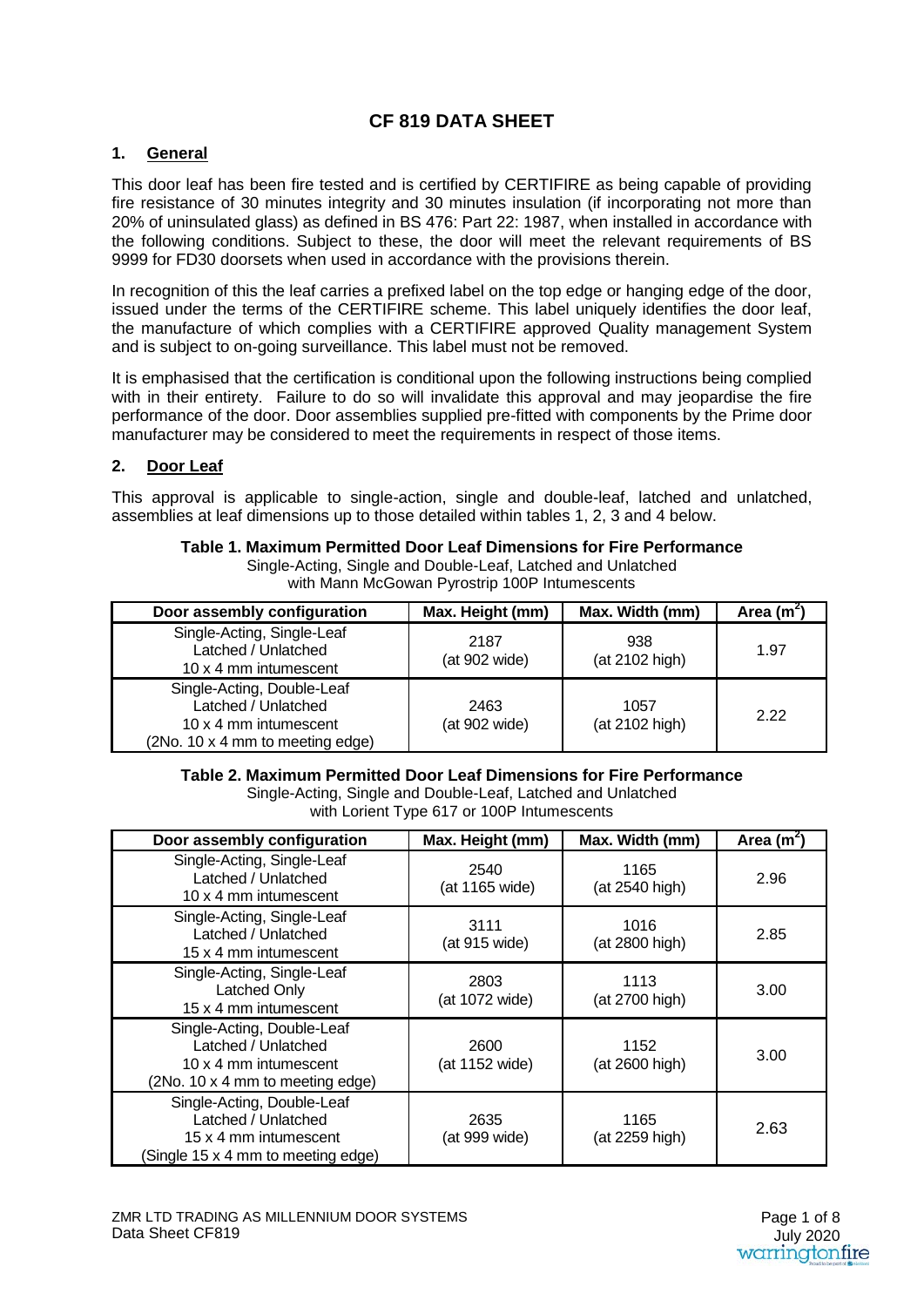# CF 819 DATA SHEET

## 1. General

This door leaf has been fire tested and is certified by CERTIFIRE as being capable of providing fire resistance of 30 minutes integrity and 30 minutes insulation (if incorporating not more than 20% of uninsulated glass) as defined in BS 476: Part 22: 1987, when installed in accordance with the following conditions. Subject to these, the door will meet the relevant requirements of BS 9999 for FD30 doorsets when used in accordance with the provisions therein.

In recognition of this the leaf carries a prefixed label on the top edge or hanging edge of the door, issued under the terms of the CERTIFIRE scheme. This label uniquely identifies the door leaf, the manufacture of which complies with a CERTIFIRE approved Quality management System and is subject to on-going surveillance. This label must not be removed.

It is emphasised that the certification is conditional upon the following instructions being complied with in their entirety. Failure to do so will invalidate this approval and may jeopardise the fire performance of the door. Door assemblies supplied pre-fitted with components by the Prime door manufacturer may be considered to meet the requirements in respect of those items.

## 2. Door Leaf

This approval is applicable to single-action, single and double-leaf, latched and unlatched, assemblies at leaf dimensions up to those detailed within tables 1, 2, 3 and 4 below.

**Table 1. Maximum Permitted Door Leaf Dimensions for Fire Performance**
Single-Acting, Single and Double-Leaf, Latched and Unlatched
with Mann McGowan Pyrostrip 100P Intumescents

| Door assembly configuration | Max. Height (mm) | Max. Width (mm) | Area ($m^2$) |
|---|---|---|---|
| Single-Acting, Single-Leaf<br>Latched / Unlatched<br>10 x 4 mm intumescent | 2187<br>(at 902 wide) | 938<br>(at 2102 high) | 1.97 |
| Single-Acting, Double-Leaf<br>Latched / Unlatched<br>10 x 4 mm intumescent<br>(2No. 10 x 4 mm to meeting edge) | 2463<br>(at 902 wide) | 1057<br>(at 2102 high) | 2.22 |

**Table 2. Maximum Permitted Door Leaf Dimensions for Fire Performance**
Single-Acting, Single and Double-Leaf, Latched and Unlatched
with Lorient Type 617 or 100P Intumescents

| Door assembly configuration | Max. Height (mm) | Max. Width (mm) | Area ($m^2$) |
|---|---|---|---|
| Single-Acting, Single-Leaf<br>Latched / Unlatched<br>10 x 4 mm intumescent | 2540<br>(at 1165 wide) | 1165<br>(at 2540 high) | 2.96 |
| Single-Acting, Single-Leaf<br>Latched / Unlatched<br>15 x 4 mm intumescent | 3111<br>(at 915 wide) | 1016<br>(at 2800 high) | 2.85 |
| Single-Acting, Single-Leaf<br>Latched Only<br>15 x 4 mm intumescent | 2803<br>(at 1072 wide) | 1113<br>(at 2700 high) | 3.00 |
| Single-Acting, Double-Leaf<br>Latched / Unlatched<br>10 x 4 mm intumescent<br>(2No. 10 x 4 mm to meeting edge) | 2600<br>(at 1152 wide) | 1152<br>(at 2600 high) | 3.00 |
| Single-Acting, Double-Leaf<br>Latched / Unlatched<br>15 x 4 mm intumescent<br>(Single 15 x 4 mm to meeting edge) | 2635<br>(at 999 wide) | 1165<br>(at 2259 high) | 2.63 |

ZMR LTD TRADING AS MILLENNIUM DOOR SYSTEMS
Data Sheet CF819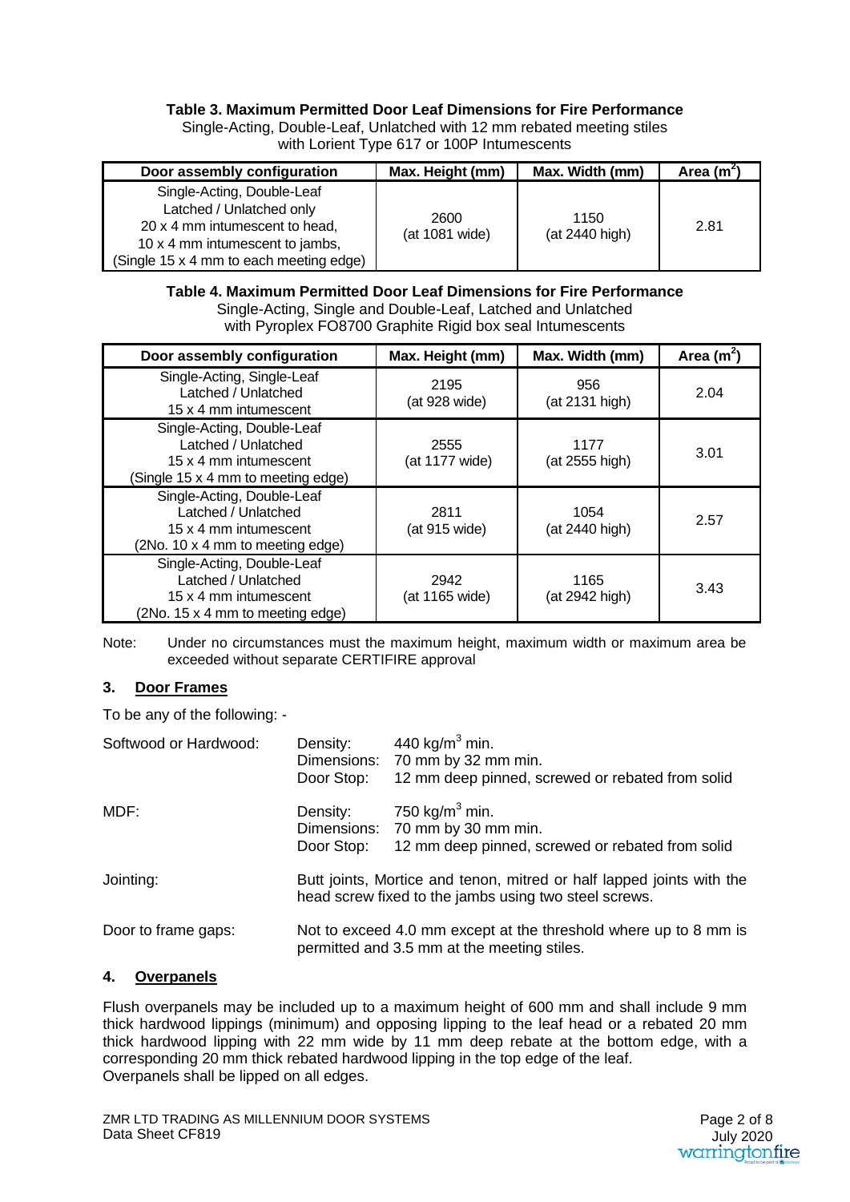**Table 3. Maximum Permitted Door Leaf Dimensions for Fire Performance**

Single-Acting, Double-Leaf, Unlatched with 12 mm rebated meeting stiles with Lorient Type 617 or 100P Intumescents

| Door assembly configuration | Max. Height (mm) | Max. Width (mm) | Area ($m^2$) |
|---|---|---|---|
| Single-Acting, Double-Leaf Latched / Unlatched only 20 x 4 mm intumescent to head, 10 x 4 mm intumescent to jambs, (Single 15 x 4 mm to each meeting edge) | 2600 (at 1081 wide) | 1150 (at 2440 high) | 2.81 |

**Table 4. Maximum Permitted Door Leaf Dimensions for Fire Performance**

Single-Acting, Single and Double-Leaf, Latched and Unlatched with Pyroplex FO8700 Graphite Rigid box seal Intumescents

| Door assembly configuration | Max. Height (mm) | Max. Width (mm) | Area ($m^2$) |
|---|---|---|---|
| Single-Acting, Single-Leaf Latched / Unlatched 15 x 4 mm intumescent | 2195 (at 928 wide) | 956 (at 2131 high) | 2.04 |
| Single-Acting, Double-Leaf Latched / Unlatched 15 x 4 mm intumescent (Single 15 x 4 mm to meeting edge) | 2555 (at 1177 wide) | 1177 (at 2555 high) | 3.01 |
| Single-Acting, Double-Leaf Latched / Unlatched 15 x 4 mm intumescent (2No. 10 x 4 mm to meeting edge) | 2811 (at 915 wide) | 1054 (at 2440 high) | 2.57 |
| Single-Acting, Double-Leaf Latched / Unlatched 15 x 4 mm intumescent (2No. 15 x 4 mm to meeting edge) | 2942 (at 1165 wide) | 1165 (at 2942 high) | 3.43 |

Note: Under no circumstances must the maximum height, maximum width or maximum area be exceeded without separate CERTIFIRE approval

## 3. Door Frames

To be any of the following: -

Softwood or Hardwood:
- Density: 440 $kg/m^3$ min.
- Dimensions: 70 mm by 32 mm min.
- Door Stop: 12 mm deep pinned, screwed or rebated from solid

MDF:
- Density: 750 $kg/m^3$ min.
- Dimensions: 70 mm by 30 mm min.
- Door Stop: 12 mm deep pinned, screwed or rebated from solid

Jointing: Butt joints, Mortice and tenon, mitred or half lapped joints with the head screw fixed to the jambs using two steel screws.

Door to frame gaps: Not to exceed 4.0 mm except at the threshold where up to 8 mm is permitted and 3.5 mm at the meeting stiles.

## 4. Overpanels

Flush overpanels may be included up to a maximum height of 600 mm and shall include 9 mm thick hardwood lippings (minimum) and opposing lipping to the leaf head or a rebated 20 mm thick hardwood lipping with 22 mm wide by 11 mm deep rebate at the bottom edge, with a corresponding 20 mm thick rebated hardwood lipping in the top edge of the leaf.
Overpanels shall be lipped on all edges.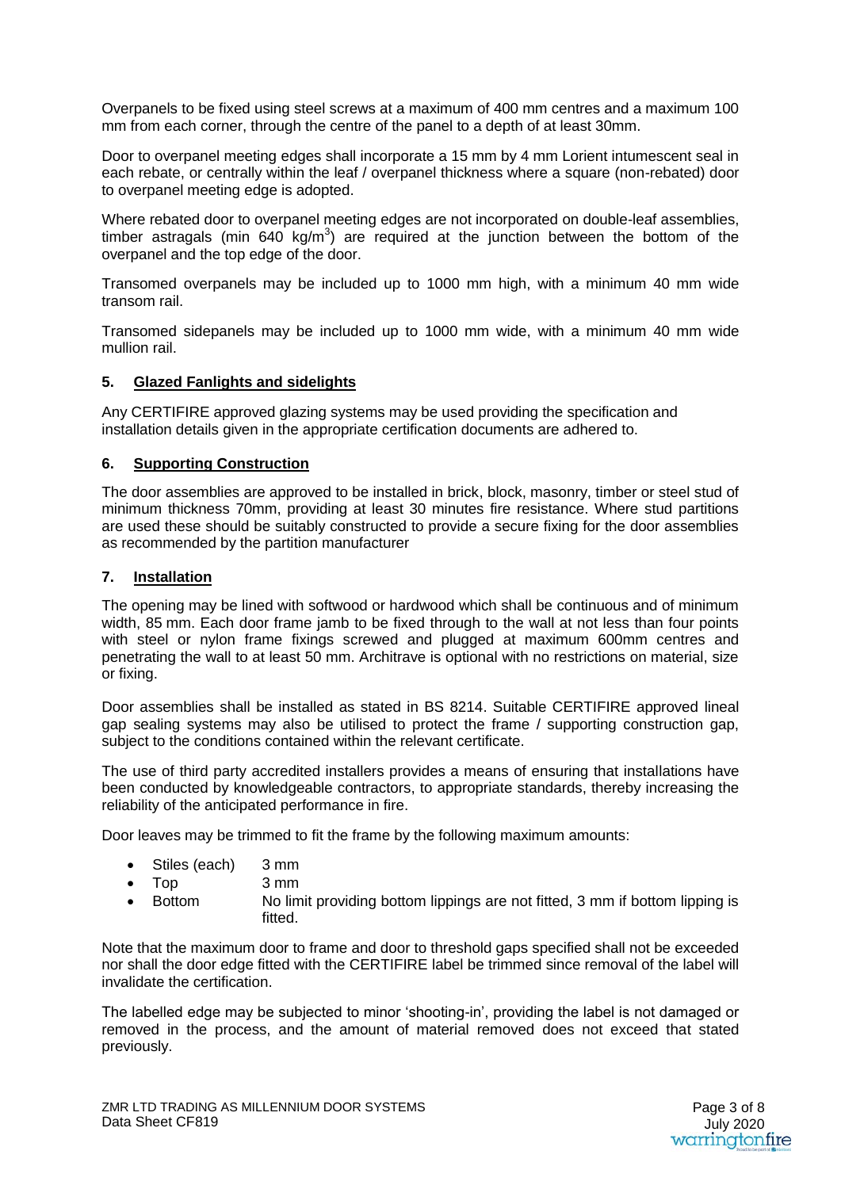Overpanels to be fixed using steel screws at a maximum of 400 mm centres and a maximum 100 mm from each corner, through the centre of the panel to a depth of at least 30mm.

Door to overpanel meeting edges shall incorporate a 15 mm by 4 mm Lorient intumescent seal in each rebate, or centrally within the leaf / overpanel thickness where a square (non-rebated) door to overpanel meeting edge is adopted.

Where rebated door to overpanel meeting edges are not incorporated on double-leaf assemblies, timber astragals (min 640 kg/m$^3$) are required at the junction between the bottom of the overpanel and the top edge of the door.

Transomed overpanels may be included up to 1000 mm high, with a minimum 40 mm wide transom rail.

Transomed sidepanels may be included up to 1000 mm wide, with a minimum 40 mm wide mullion rail.

## 5. Glazed Fanlights and sidelights

Any CERTIFIRE approved glazing systems may be used providing the specification and installation details given in the appropriate certification documents are adhered to.

## 6. Supporting Construction

The door assemblies are approved to be installed in brick, block, masonry, timber or steel stud of minimum thickness 70mm, providing at least 30 minutes fire resistance. Where stud partitions are used these should be suitably constructed to provide a secure fixing for the door assemblies as recommended by the partition manufacturer

## 7. Installation

The opening may be lined with softwood or hardwood which shall be continuous and of minimum width, 85 mm. Each door frame jamb to be fixed through to the wall at not less than four points with steel or nylon frame fixings screwed and plugged at maximum 600mm centres and penetrating the wall to at least 50 mm. Architrave is optional with no restrictions on material, size or fixing.

Door assemblies shall be installed as stated in BS 8214. Suitable CERTIFIRE approved lineal gap sealing systems may also be utilised to protect the frame / supporting construction gap, subject to the conditions contained within the relevant certificate.

The use of third party accredited installers provides a means of ensuring that installations have been conducted by knowledgeable contractors, to appropriate standards, thereby increasing the reliability of the anticipated performance in fire.

Door leaves may be trimmed to fit the frame by the following maximum amounts:

- Stiles (each) 3 mm
- Top 3 mm
- Bottom No limit providing bottom lippings are not fitted, 3 mm if bottom lipping is fitted.

Note that the maximum door to frame and door to threshold gaps specified shall not be exceeded nor shall the door edge fitted with the CERTIFIRE label be trimmed since removal of the label will invalidate the certification.

The labelled edge may be subjected to minor 'shooting-in', providing the label is not damaged or removed in the process, and the amount of material removed does not exceed that stated previously.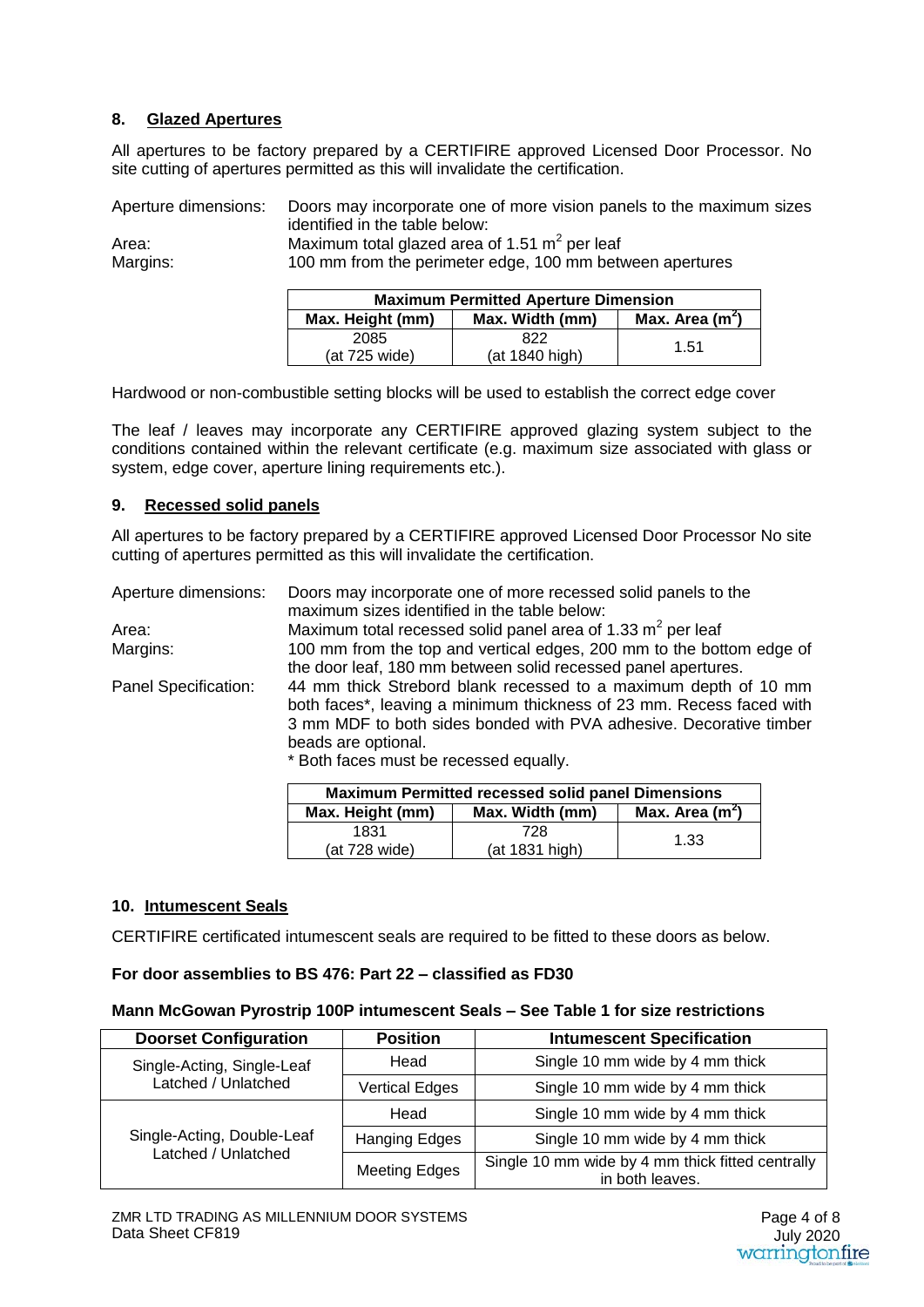## 8. Glazed Apertures

All apertures to be factory prepared by a CERTIFIRE approved Licensed Door Processor. No site cutting of apertures permitted as this will invalidate the certification.

Aperture dimensions: Doors may incorporate one of more vision panels to the maximum sizes identified in the table below:

Area: Maximum total glazed area of 1.51 $m^2$ per leaf

Margins: 100 mm from the perimeter edge, 100 mm between apertures

| Maximum Permitted Aperture Dimension | | |
|---|---|---|
| Max. Height (mm) | Max. Width (mm) | Max. Area ($m^2$) |
| 2085 (at 725 wide) | 822 (at 1840 high) | 1.51 |

Hardwood or non-combustible setting blocks will be used to establish the correct edge cover

The leaf / leaves may incorporate any CERTIFIRE approved glazing system subject to the conditions contained within the relevant certificate (e.g. maximum size associated with glass or system, edge cover, aperture lining requirements etc.).

## 9. Recessed solid panels

All apertures to be factory prepared by a CERTIFIRE approved Licensed Door Processor No site cutting of apertures permitted as this will invalidate the certification.

Aperture dimensions: Doors may incorporate one of more recessed solid panels to the maximum sizes identified in the table below:

Area: Maximum total recessed solid panel area of 1.33 $m^2$ per leaf

Margins: 100 mm from the top and vertical edges, 200 mm to the bottom edge of the door leaf, 180 mm between solid recessed panel apertures.

Panel Specification: 44 mm thick Strebord blank recessed to a maximum depth of 10 mm both faces*, leaving a minimum thickness of 23 mm. Recess faced with 3 mm MDF to both sides bonded with PVA adhesive. Decorative timber beads are optional.
* Both faces must be recessed equally.

| Maximum Permitted recessed solid panel Dimensions | | |
|---|---|---|
| Max. Height (mm) | Max. Width (mm) | Max. Area ($m^2$) |
| 1831 (at 728 wide) | 728 (at 1831 high) | 1.33 |

## 10. Intumescent Seals

CERTIFIRE certificated intumescent seals are required to be fitted to these doors as below.

**For door assemblies to BS 476: Part 22 – classified as FD30**

**Mann McGowan Pyrostrip 100P intumescent Seals – See Table 1 for size restrictions**

| Doorset Configuration | Position | Intumescent Specification |
|---|---|---|
| Single-Acting, Single-Leaf Latched / Unlatched | Head | Single 10 mm wide by 4 mm thick |
| | Vertical Edges | Single 10 mm wide by 4 mm thick |
| Single-Acting, Double-Leaf Latched / Unlatched | Head | Single 10 mm wide by 4 mm thick |
| | Hanging Edges | Single 10 mm wide by 4 mm thick |
| | Meeting Edges | Single 10 mm wide by 4 mm thick fitted centrally in both leaves. |

ZMR LTD TRADING AS MILLENNIUM DOOR SYSTEMS
Data Sheet CF819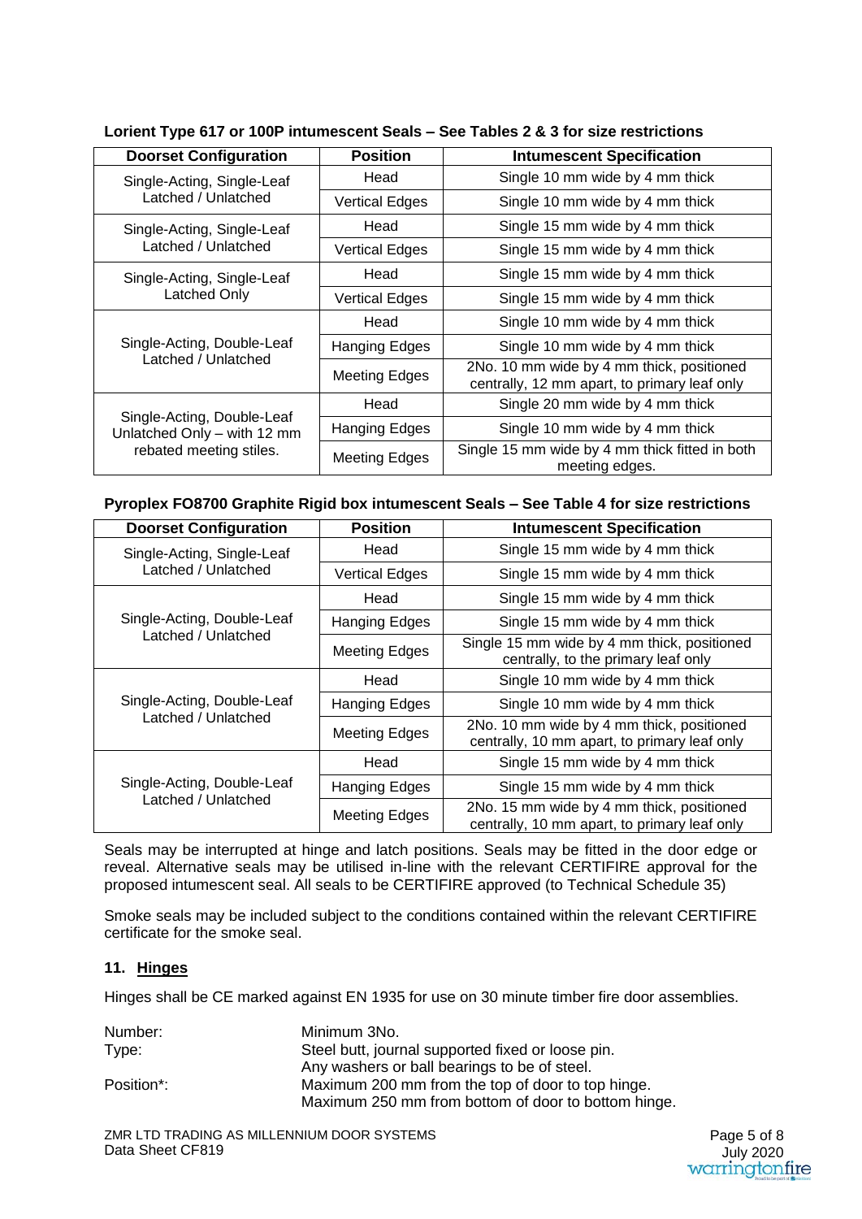**Lorient Type 617 or 100P intumescent Seals – See Tables 2 & 3 for size restrictions**

| Doorset Configuration | Position | Intumescent Specification |
|---|---|---|
| Single-Acting, Single-Leaf Latched / Unlatched | Head | Single 10 mm wide by 4 mm thick |
| | Vertical Edges | Single 10 mm wide by 4 mm thick |
| Single-Acting, Single-Leaf Latched / Unlatched | Head | Single 15 mm wide by 4 mm thick |
| | Vertical Edges | Single 15 mm wide by 4 mm thick |
| Single-Acting, Single-Leaf Latched Only | Head | Single 15 mm wide by 4 mm thick |
| | Vertical Edges | Single 15 mm wide by 4 mm thick |
| Single-Acting, Double-Leaf Latched / Unlatched | Head | Single 10 mm wide by 4 mm thick |
| | Hanging Edges | Single 10 mm wide by 4 mm thick |
| | Meeting Edges | 2No. 10 mm wide by 4 mm thick, positioned centrally, 12 mm apart, to primary leaf only |
| Single-Acting, Double-Leaf Unlatched Only – with 12 mm rebated meeting stiles. | Head | Single 20 mm wide by 4 mm thick |
| | Hanging Edges | Single 10 mm wide by 4 mm thick |
| | Meeting Edges | Single 15 mm wide by 4 mm thick fitted in both meeting edges. |

**Pyroplex FO8700 Graphite Rigid box intumescent Seals – See Table 4 for size restrictions**

| Doorset Configuration | Position | Intumescent Specification |
|---|---|---|
| Single-Acting, Single-Leaf Latched / Unlatched | Head | Single 15 mm wide by 4 mm thick |
| | Vertical Edges | Single 15 mm wide by 4 mm thick |
| Single-Acting, Double-Leaf Latched / Unlatched | Head | Single 15 mm wide by 4 mm thick |
| | Hanging Edges | Single 15 mm wide by 4 mm thick |
| | Meeting Edges | Single 15 mm wide by 4 mm thick, positioned centrally, to the primary leaf only |
| Single-Acting, Double-Leaf Latched / Unlatched | Head | Single 10 mm wide by 4 mm thick |
| | Hanging Edges | Single 10 mm wide by 4 mm thick |
| | Meeting Edges | 2No. 10 mm wide by 4 mm thick, positioned centrally, 10 mm apart, to primary leaf only |
| Single-Acting, Double-Leaf Latched / Unlatched | Head | Single 15 mm wide by 4 mm thick |
| | Hanging Edges | Single 15 mm wide by 4 mm thick |
| | Meeting Edges | 2No. 15 mm wide by 4 mm thick, positioned centrally, 10 mm apart, to primary leaf only |

Seals may be interrupted at hinge and latch positions. Seals may be fitted in the door edge or reveal. Alternative seals may be utilised in-line with the relevant CERTIFIRE approval for the proposed intumescent seal. All seals to be CERTIFIRE approved (to Technical Schedule 35)

Smoke seals may be included subject to the conditions contained within the relevant CERTIFIRE certificate for the smoke seal.

## 11. Hinges

Hinges shall be CE marked against EN 1935 for use on 30 minute timber fire door assemblies.

| | |
|---|---|
| Number: | Minimum 3No. |
| Type: | Steel butt, journal supported fixed or loose pin. Any washers or ball bearings to be of steel. |
| Position*: | Maximum 200 mm from the top of door to top hinge. Maximum 250 mm from bottom of door to bottom hinge. |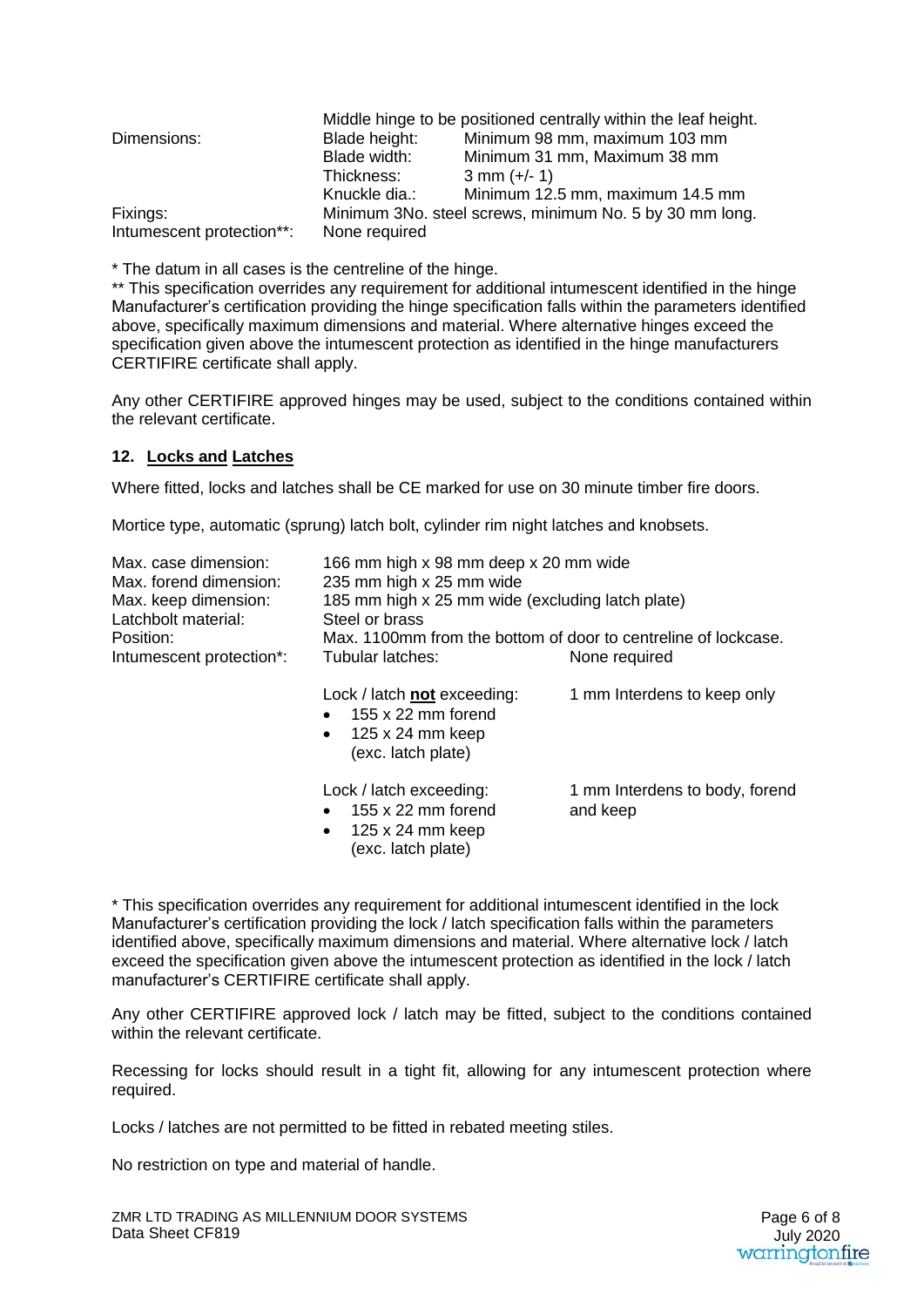| | | |
|---|---|---|
| | Middle hinge to be positioned centrally within the leaf height. | |
| Dimensions: | Blade height: | Minimum 98 mm, maximum 103 mm |
| | Blade width: | Minimum 31 mm, Maximum 38 mm |
| | Thickness: | 3 mm (+/- 1) |
| | Knuckle dia.: | Minimum 12.5 mm, maximum 14.5 mm |
| Fixings: | Minimum 3No. steel screws, minimum No. 5 by 30 mm long. | |
| Intumescent protection**: | None required | |

* The datum in all cases is the centreline of the hinge.

** This specification overrides any requirement for additional intumescent identified in the hinge Manufacturer's certification providing the hinge specification falls within the parameters identified above, specifically maximum dimensions and material. Where alternative hinges exceed the specification given above the intumescent protection as identified in the hinge manufacturers CERTIFIRE certificate shall apply.

Any other CERTIFIRE approved hinges may be used, subject to the conditions contained within the relevant certificate.

## 12. Locks and Latches

Where fitted, locks and latches shall be CE marked for use on 30 minute timber fire doors.

Mortice type, automatic (sprung) latch bolt, cylinder rim night latches and knobsets.

| | | |
|---|---|---|
| Max. case dimension: | 166 mm high x 98 mm deep x 20 mm wide | |
| Max. forend dimension: | 235 mm high x 25 mm wide | |
| Max. keep dimension: | 185 mm high x 25 mm wide (excluding latch plate) | |
| Latchbolt material: | Steel or brass | |
| Position: | Max. 1100mm from the bottom of door to centreline of lockcase. | |
| Intumescent protection*: | Tubular latches: | None required |
| | Lock / latch **not** exceeding:<br>• 155 x 22 mm forend<br>• 125 x 24 mm keep (exc. latch plate) | 1 mm Interdens to keep only |
| | Lock / latch exceeding:<br>• 155 x 22 mm forend<br>• 125 x 24 mm keep (exc. latch plate) | 1 mm Interdens to body, forend and keep |

* This specification overrides any requirement for additional intumescent identified in the lock Manufacturer's certification providing the lock / latch specification falls within the parameters identified above, specifically maximum dimensions and material. Where alternative lock / latch exceed the specification given above the intumescent protection as identified in the lock / latch manufacturer's CERTIFIRE certificate shall apply.

Any other CERTIFIRE approved lock / latch may be fitted, subject to the conditions contained within the relevant certificate.

Recessing for locks should result in a tight fit, allowing for any intumescent protection where required.

Locks / latches are not permitted to be fitted in rebated meeting stiles.

No restriction on type and material of handle.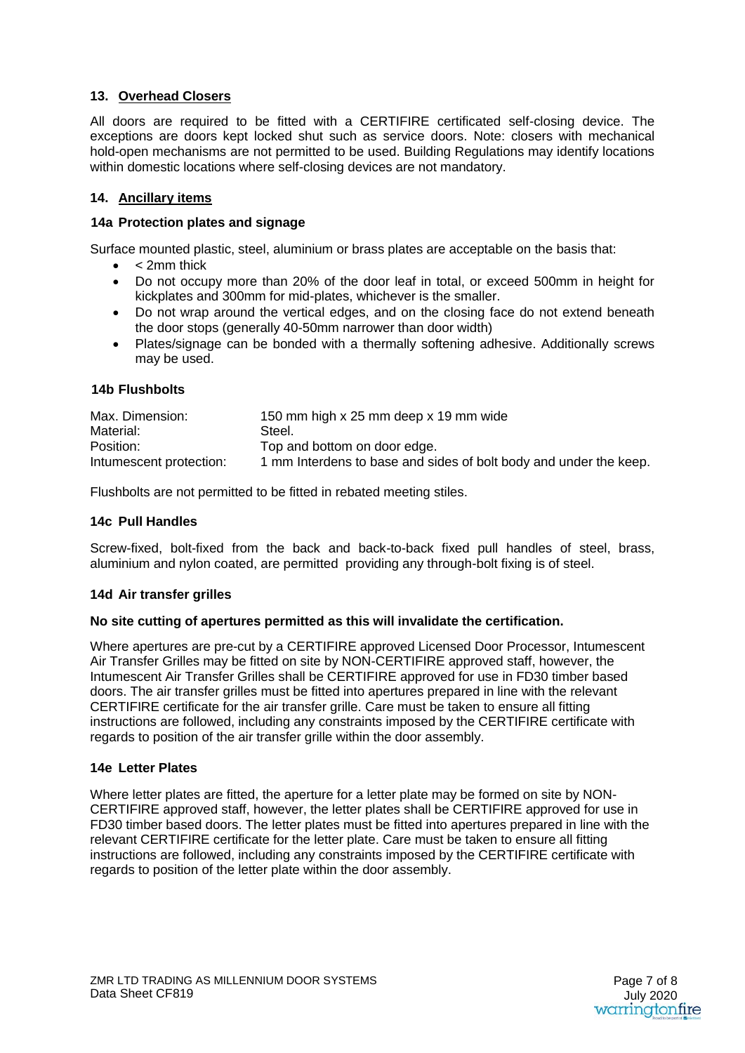## 13. Overhead Closers

All doors are required to be fitted with a CERTIFIRE certificated self-closing device. The exceptions are doors kept locked shut such as service doors. Note: closers with mechanical hold-open mechanisms are not permitted to be used. Building Regulations may identify locations within domestic locations where self-closing devices are not mandatory.

## 14. Ancillary items

### 14a Protection plates and signage

Surface mounted plastic, steel, aluminium or brass plates are acceptable on the basis that:

- < 2mm thick
- Do not occupy more than 20% of the door leaf in total, or exceed 500mm in height for kickplates and 300mm for mid-plates, whichever is the smaller.
- Do not wrap around the vertical edges, and on the closing face do not extend beneath the door stops (generally 40-50mm narrower than door width)
- Plates/signage can be bonded with a thermally softening adhesive. Additionally screws may be used.

### 14b Flushbolts

| | |
|---|---|
| Max. Dimension: | 150 mm high x 25 mm deep x 19 mm wide |
| Material: | Steel. |
| Position: | Top and bottom on door edge. |
| Intumescent protection: | 1 mm Interdens to base and sides of bolt body and under the keep. |

Flushbolts are not permitted to be fitted in rebated meeting stiles.

### 14c Pull Handles

Screw-fixed, bolt-fixed from the back and back-to-back fixed pull handles of steel, brass, aluminium and nylon coated, are permitted providing any through-bolt fixing is of steel.

### 14d Air transfer grilles

**No site cutting of apertures permitted as this will invalidate the certification.**

Where apertures are pre-cut by a CERTIFIRE approved Licensed Door Processor, Intumescent Air Transfer Grilles may be fitted on site by NON-CERTIFIRE approved staff, however, the Intumescent Air Transfer Grilles shall be CERTIFIRE approved for use in FD30 timber based doors. The air transfer grilles must be fitted into apertures prepared in line with the relevant CERTIFIRE certificate for the air transfer grille. Care must be taken to ensure all fitting instructions are followed, including any constraints imposed by the CERTIFIRE certificate with regards to position of the air transfer grille within the door assembly.

### 14e Letter Plates

Where letter plates are fitted, the aperture for a letter plate may be formed on site by NON-CERTIFIRE approved staff, however, the letter plates shall be CERTIFIRE approved for use in FD30 timber based doors. The letter plates must be fitted into apertures prepared in line with the relevant CERTIFIRE certificate for the letter plate. Care must be taken to ensure all fitting instructions are followed, including any constraints imposed by the CERTIFIRE certificate with regards to position of the letter plate within the door assembly.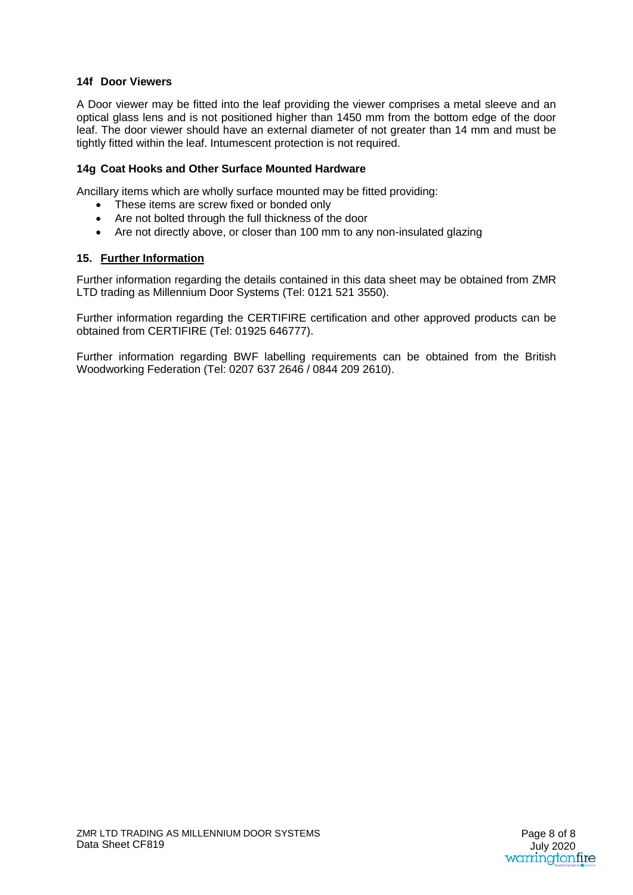### 14f Door Viewers

A Door viewer may be fitted into the leaf providing the viewer comprises a metal sleeve and an optical glass lens and is not positioned higher than 1450 mm from the bottom edge of the door leaf. The door viewer should have an external diameter of not greater than 14 mm and must be tightly fitted within the leaf. Intumescent protection is not required.

### 14g Coat Hooks and Other Surface Mounted Hardware

Ancillary items which are wholly surface mounted may be fitted providing:

- These items are screw fixed or bonded only
- Are not bolted through the full thickness of the door
- Are not directly above, or closer than 100 mm to any non-insulated glazing

## 15. Further Information

Further information regarding the details contained in this data sheet may be obtained from ZMR LTD trading as Millennium Door Systems (Tel: 0121 521 3550).

Further information regarding the CERTIFIRE certification and other approved products can be obtained from CERTIFIRE (Tel: 01925 646777).

Further information regarding BWF labelling requirements can be obtained from the British Woodworking Federation (Tel: 0207 637 2646 / 0844 209 2610).